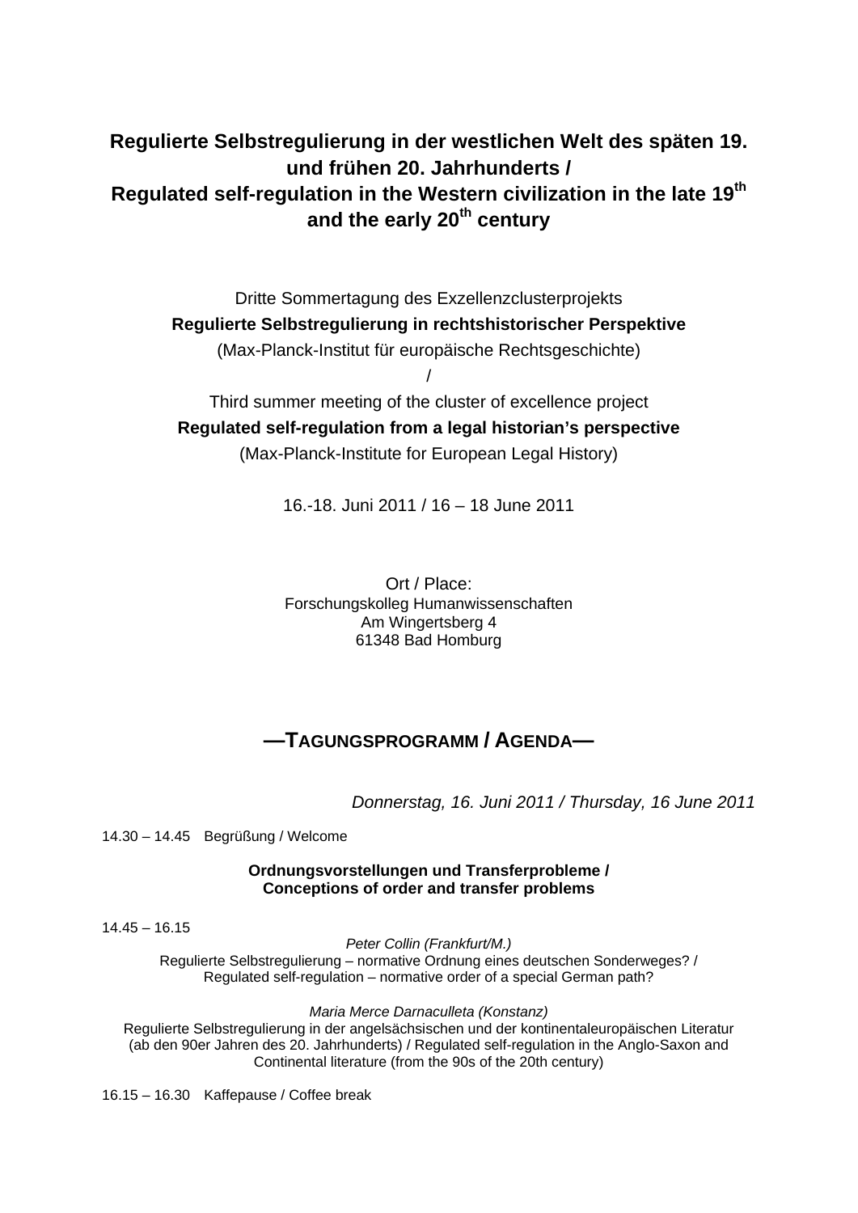# Regulierte Selbstregulierung in der westlichen Welt des späten 19. und frühen 20. Jahrhunderts / Regulated self-regulation in the Western civilization in the late 19th and the early 20th century

Dritte Sommertagung des Exzellenzclusterprojekts

**Regulierte Selbstregulierung in rechtshistorischer Perspektive**

(Max-Planck-Institut für europäische Rechtsgeschichte)

/

Third summer meeting of the cluster of excellence project

**Regulated self-regulation from a legal historian's perspective**

(Max-Planck-Institute for European Legal History)

16.-18. Juni 2011 / 16 – 18 June 2011

Ort / Place:
Forschungskolleg Humanwissenschaften
Am Wingertsberg 4
61348 Bad Homburg

## —TAGUNGSPROGRAMM / AGENDA—

*Donnerstag, 16. Juni 2011 / Thursday, 16 June 2011*

14.30 – 14.45 Begrüßung / Welcome

**Ordnungsvorstellungen und Transferprobleme / Conceptions of order and transfer problems**

14.45 – 16.15

*Peter Collin (Frankfurt/M.)*
Regulierte Selbstregulierung – normative Ordnung eines deutschen Sonderweges? / Regulated self-regulation – normative order of a special German path?

*Maria Merce Darnaculleta (Konstanz)*
Regulierte Selbstregulierung in der angelsächsischen und der kontinentaleuropäischen Literatur (ab den 90er Jahren des 20. Jahrhunderts) / Regulated self-regulation in the Anglo-Saxon and Continental literature (from the 90s of the 20th century)

16.15 – 16.30 Kaffepause / Coffee break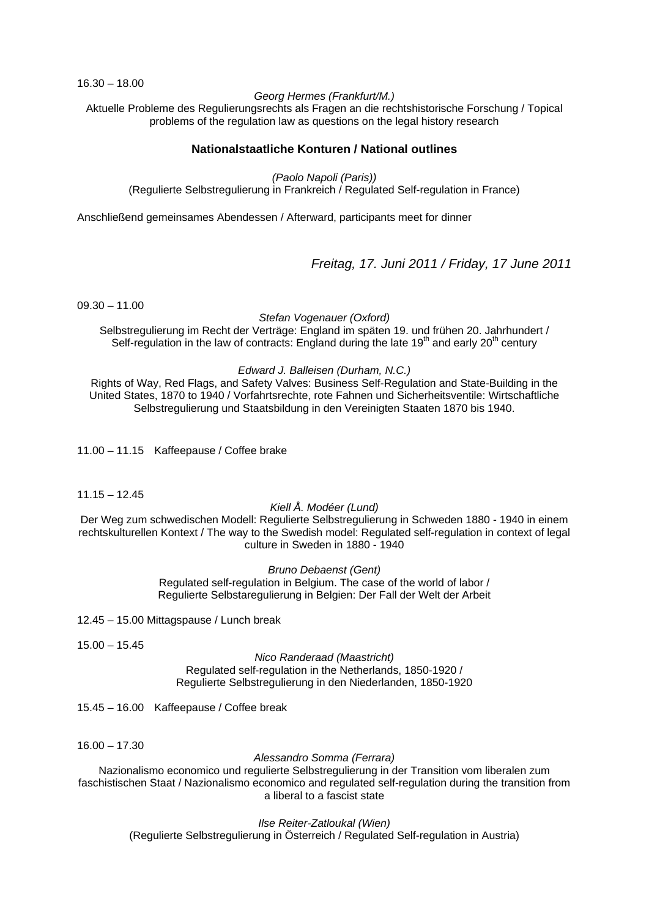16.30 – 18.00

*Georg Hermes (Frankfurt/M.)*

Aktuelle Probleme des Regulierungsrechts als Fragen an die rechtshistorische Forschung / Topical problems of the regulation law as questions on the legal history research

### Nationalstaatliche Konturen / National outlines

*(Paolo Napoli (Paris))*

(Regulierte Selbstregulierung in Frankreich / Regulated Self-regulation in France)

Anschließend gemeinsames Abendessen / Afterward, participants meet for dinner

## *Freitag, 17. Juni 2011 / Friday, 17 June 2011*

09.30 – 11.00

*Stefan Vogenauer (Oxford)*

Selbstregulierung im Recht der Verträge: England im späten 19. und frühen 20. Jahrhundert / Self-regulation in the law of contracts: England during the late 19th and early 20th century

*Edward J. Balleisen (Durham, N.C.)*

Rights of Way, Red Flags, and Safety Valves: Business Self-Regulation and State-Building in the United States, 1870 to 1940 / Vorfahrtsrechte, rote Fahnen und Sicherheitsventile: Wirtschaftliche Selbstregulierung und Staatsbildung in den Vereinigten Staaten 1870 bis 1940.

11.00 – 11.15 Kaffeepause / Coffee brake

11.15 – 12.45

*Kiell Å. Modéer (Lund)*

Der Weg zum schwedischen Modell: Regulierte Selbstregulierung in Schweden 1880 - 1940 in einem rechtskulturellen Kontext / The way to the Swedish model: Regulated self-regulation in context of legal culture in Sweden in 1880 - 1940

*Bruno Debaenst (Gent)*

Regulated self-regulation in Belgium. The case of the world of labor / Regulierte Selbstaregulierung in Belgien: Der Fall der Welt der Arbeit

12.45 – 15.00 Mittagspause / Lunch break

15.00 – 15.45

*Nico Randeraad (Maastricht)*

Regulated self-regulation in the Netherlands, 1850-1920 / Regulierte Selbstregulierung in den Niederlanden, 1850-1920

15.45 – 16.00 Kaffeepause / Coffee break

16.00 – 17.30

*Alessandro Somma (Ferrara)*

Nazionalismo economico und regulierte Selbstregulierung in der Transition vom liberalen zum faschistischen Staat / Nazionalismo economico and regulated self-regulation during the transition from a liberal to a fascist state

*Ilse Reiter-Zatloukal (Wien)*

(Regulierte Selbstregulierung in Österreich / Regulated Self-regulation in Austria)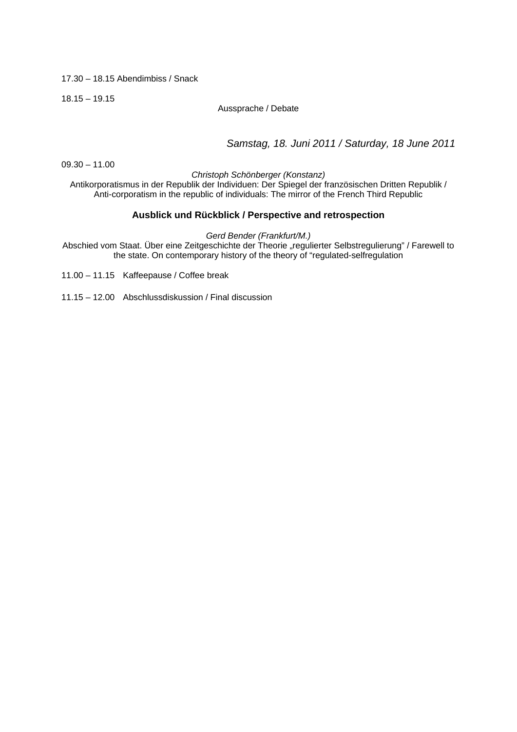17.30 – 18.15 Abendimbiss / Snack

18.15 – 19.15

Aussprache / Debate

*Samstag, 18. Juni 2011 / Saturday, 18 June 2011*

09.30 – 11.00

*Christoph Schönberger (Konstanz)*
Antikorporatismus in der Republik der Individuen: Der Spiegel der französischen Dritten Republik / Anti-corporatism in the republic of individuals: The mirror of the French Third Republic

**Ausblick und Rückblick / Perspective and retrospection**

*Gerd Bender (Frankfurt/M.)*
Abschied vom Staat. Über eine Zeitgeschichte der Theorie „regulierter Selbstregulierung" / Farewell to the state. On contemporary history of the theory of "regulated-selfregulation

11.00 – 11.15 Kaffeepause / Coffee break

11.15 – 12.00 Abschlussdiskussion / Final discussion